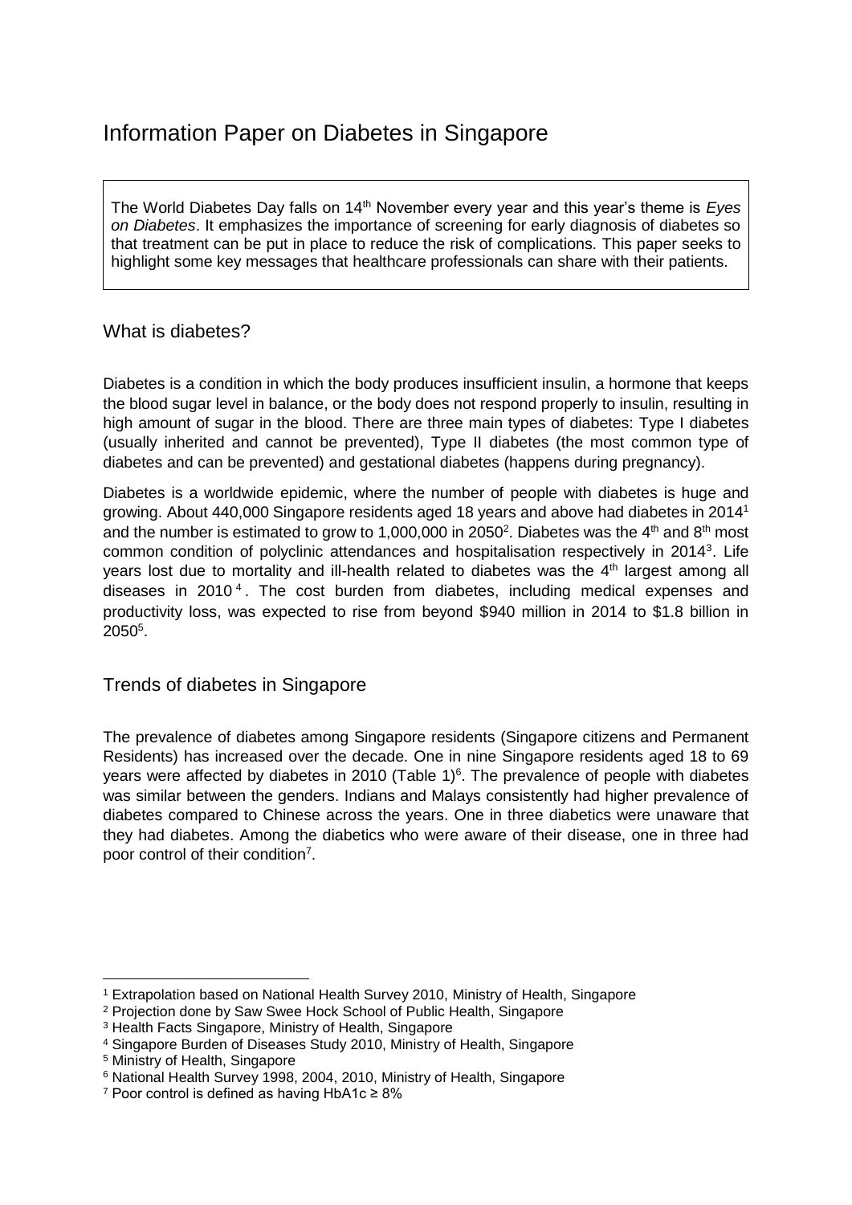# Information Paper on Diabetes in Singapore

The World Diabetes Day falls on 14th November every year and this year's theme is *Eyes on Diabetes*. It emphasizes the importance of screening for early diagnosis of diabetes so that treatment can be put in place to reduce the risk of complications. This paper seeks to highlight some key messages that healthcare professionals can share with their patients.

## What is diabetes?

Diabetes is a condition in which the body produces insufficient insulin, a hormone that keeps the blood sugar level in balance, or the body does not respond properly to insulin, resulting in high amount of sugar in the blood. There are three main types of diabetes: Type I diabetes (usually inherited and cannot be prevented), Type II diabetes (the most common type of diabetes and can be prevented) and gestational diabetes (happens during pregnancy).

Diabetes is a worldwide epidemic, where the number of people with diabetes is huge and growing. About 440,000 Singapore residents aged 18 years and above had diabetes in 2014[1] and the number is estimated to grow to 1,000,000 in 2050[2]. Diabetes was the 4th and 8th most common condition of polyclinic attendances and hospitalisation respectively in 2014[3]. Life years lost due to mortality and ill-health related to diabetes was the 4th largest among all diseases in 2010[4]. The cost burden from diabetes, including medical expenses and productivity loss, was expected to rise from beyond $940 million in 2014 to $1.8 billion in 2050[5].

## Trends of diabetes in Singapore

The prevalence of diabetes among Singapore residents (Singapore citizens and Permanent Residents) has increased over the decade. One in nine Singapore residents aged 18 to 69 years were affected by diabetes in 2010 (Table 1)[6]. The prevalence of people with diabetes was similar between the genders. Indians and Malays consistently had higher prevalence of diabetes compared to Chinese across the years. One in three diabetics were unaware that they had diabetes. Among the diabetics who were aware of their disease, one in three had poor control of their condition[7].

---

[1] Extrapolation based on National Health Survey 2010, Ministry of Health, Singapore

[2] Projection done by Saw Swee Hock School of Public Health, Singapore

[3] Health Facts Singapore, Ministry of Health, Singapore

[4] Singapore Burden of Diseases Study 2010, Ministry of Health, Singapore

[5] Ministry of Health, Singapore

[6] National Health Survey 1998, 2004, 2010, Ministry of Health, Singapore

[7] Poor control is defined as having HbA1c ≥ 8%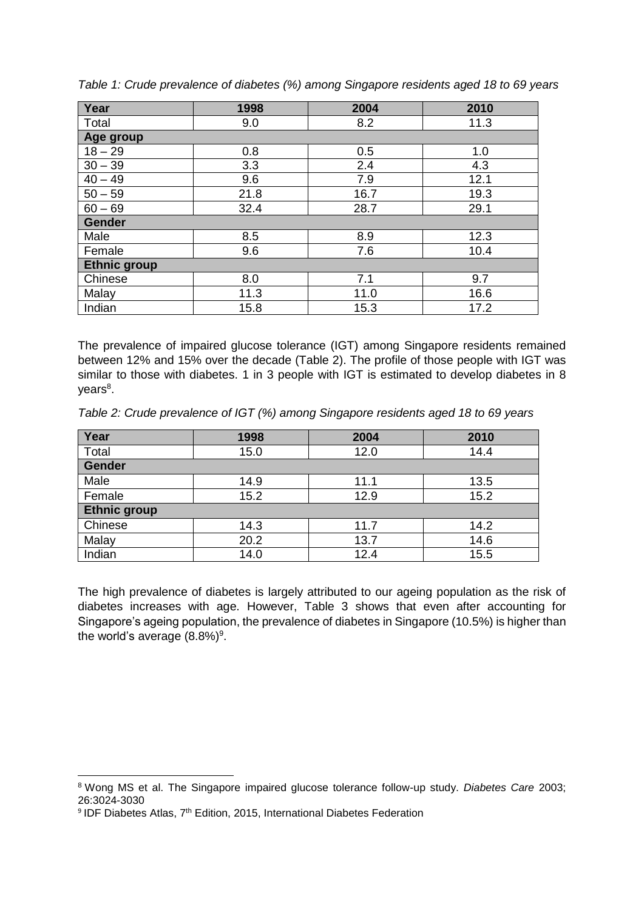*Table 1: Crude prevalence of diabetes (%) among Singapore residents aged 18 to 69 years*

| Year | 1998 | 2004 | 2010 |
|---|---|---|---|
| Total | 9.0 | 8.2 | 11.3 |
| **Age group** | | | |
| 18 – 29 | 0.8 | 0.5 | 1.0 |
| 30 – 39 | 3.3 | 2.4 | 4.3 |
| 40 – 49 | 9.6 | 7.9 | 12.1 |
| 50 – 59 | 21.8 | 16.7 | 19.3 |
| 60 – 69 | 32.4 | 28.7 | 29.1 |
| **Gender** | | | |
| Male | 8.5 | 8.9 | 12.3 |
| Female | 9.6 | 7.6 | 10.4 |
| **Ethnic group** | | | |
| Chinese | 8.0 | 7.1 | 9.7 |
| Malay | 11.3 | 11.0 | 16.6 |
| Indian | 15.8 | 15.3 | 17.2 |

The prevalence of impaired glucose tolerance (IGT) among Singapore residents remained between 12% and 15% over the decade (Table 2). The profile of those people with IGT was similar to those with diabetes. 1 in 3 people with IGT is estimated to develop diabetes in 8 years[8].

*Table 2: Crude prevalence of IGT (%) among Singapore residents aged 18 to 69 years*

| Year | 1998 | 2004 | 2010 |
|---|---|---|---|
| Total | 15.0 | 12.0 | 14.4 |
| **Gender** | | | |
| Male | 14.9 | 11.1 | 13.5 |
| Female | 15.2 | 12.9 | 15.2 |
| **Ethnic group** | | | |
| Chinese | 14.3 | 11.7 | 14.2 |
| Malay | 20.2 | 13.7 | 14.6 |
| Indian | 14.0 | 12.4 | 15.5 |

The high prevalence of diabetes is largely attributed to our ageing population as the risk of diabetes increases with age. However, Table 3 shows that even after accounting for Singapore's ageing population, the prevalence of diabetes in Singapore (10.5%) is higher than the world's average (8.8%)[9].

---

[8] Wong MS et al. The Singapore impaired glucose tolerance follow-up study. *Diabetes Care* 2003; 26:3024-3030

[9] IDF Diabetes Atlas, 7th Edition, 2015, International Diabetes Federation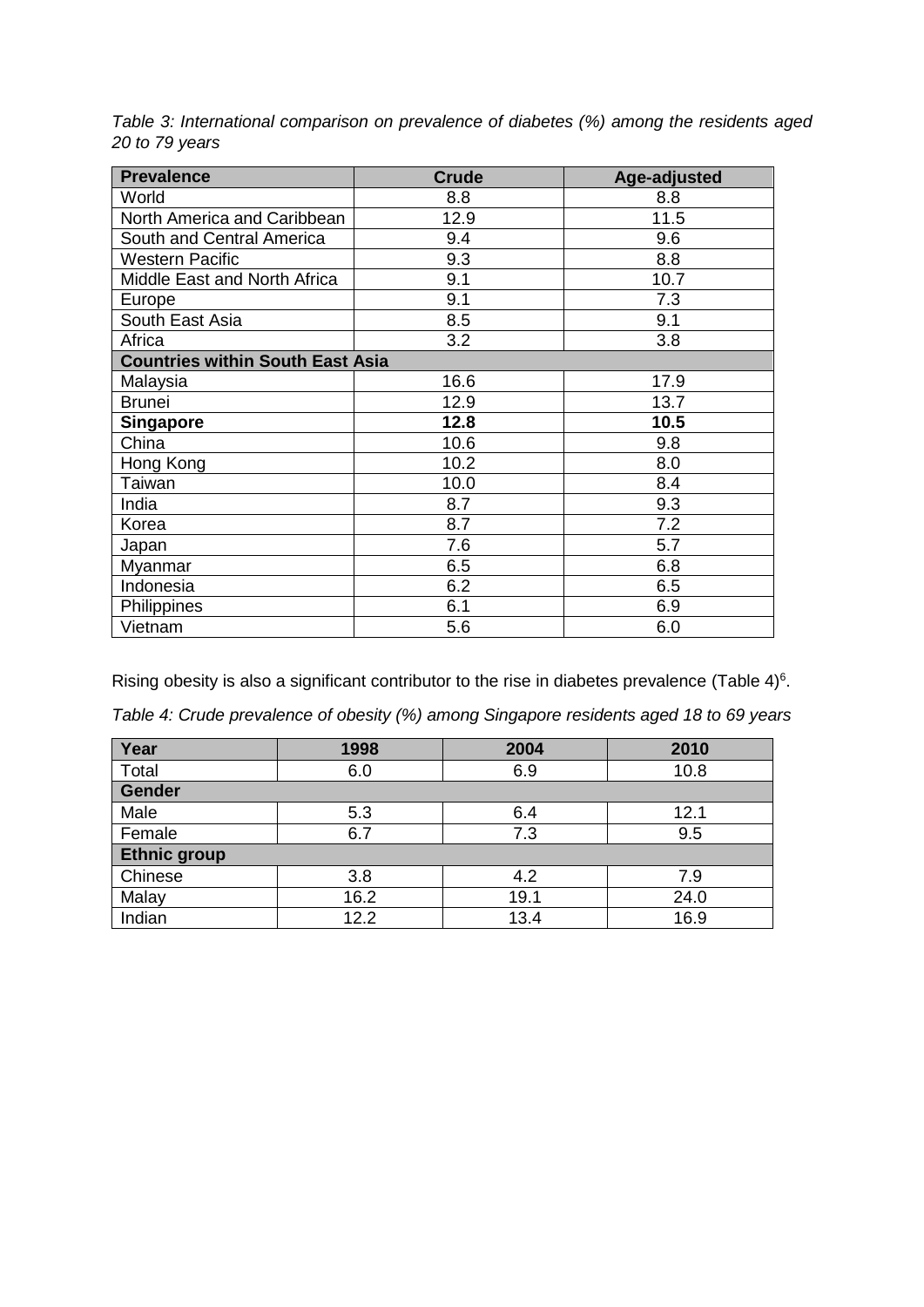*Table 3: International comparison on prevalence of diabetes (%) among the residents aged 20 to 79 years*

| Prevalence | Crude | Age-adjusted |
|---|---|---|
| World | 8.8 | 8.8 |
| North America and Caribbean | 12.9 | 11.5 |
| South and Central America | 9.4 | 9.6 |
| Western Pacific | 9.3 | 8.8 |
| Middle East and North Africa | 9.1 | 10.7 |
| Europe | 9.1 | 7.3 |
| South East Asia | 8.5 | 9.1 |
| Africa | 3.2 | 3.8 |
| **Countries within South East Asia** | | |
| Malaysia | 16.6 | 17.9 |
| Brunei | 12.9 | 13.7 |
| **Singapore** | **12.8** | **10.5** |
| China | 10.6 | 9.8 |
| Hong Kong | 10.2 | 8.0 |
| Taiwan | 10.0 | 8.4 |
| India | 8.7 | 9.3 |
| Korea | 8.7 | 7.2 |
| Japan | 7.6 | 5.7 |
| Myanmar | 6.5 | 6.8 |
| Indonesia | 6.2 | 6.5 |
| Philippines | 6.1 | 6.9 |
| Vietnam | 5.6 | 6.0 |

Rising obesity is also a significant contributor to the rise in diabetes prevalence (Table 4)[6].

*Table 4: Crude prevalence of obesity (%) among Singapore residents aged 18 to 69 years*

| Year | 1998 | 2004 | 2010 |
|---|---|---|---|
| Total | 6.0 | 6.9 | 10.8 |
| **Gender** | | | |
| Male | 5.3 | 6.4 | 12.1 |
| Female | 6.7 | 7.3 | 9.5 |
| **Ethnic group** | | | |
| Chinese | 3.8 | 4.2 | 7.9 |
| Malay | 16.2 | 19.1 | 24.0 |
| Indian | 12.2 | 13.4 | 16.9 |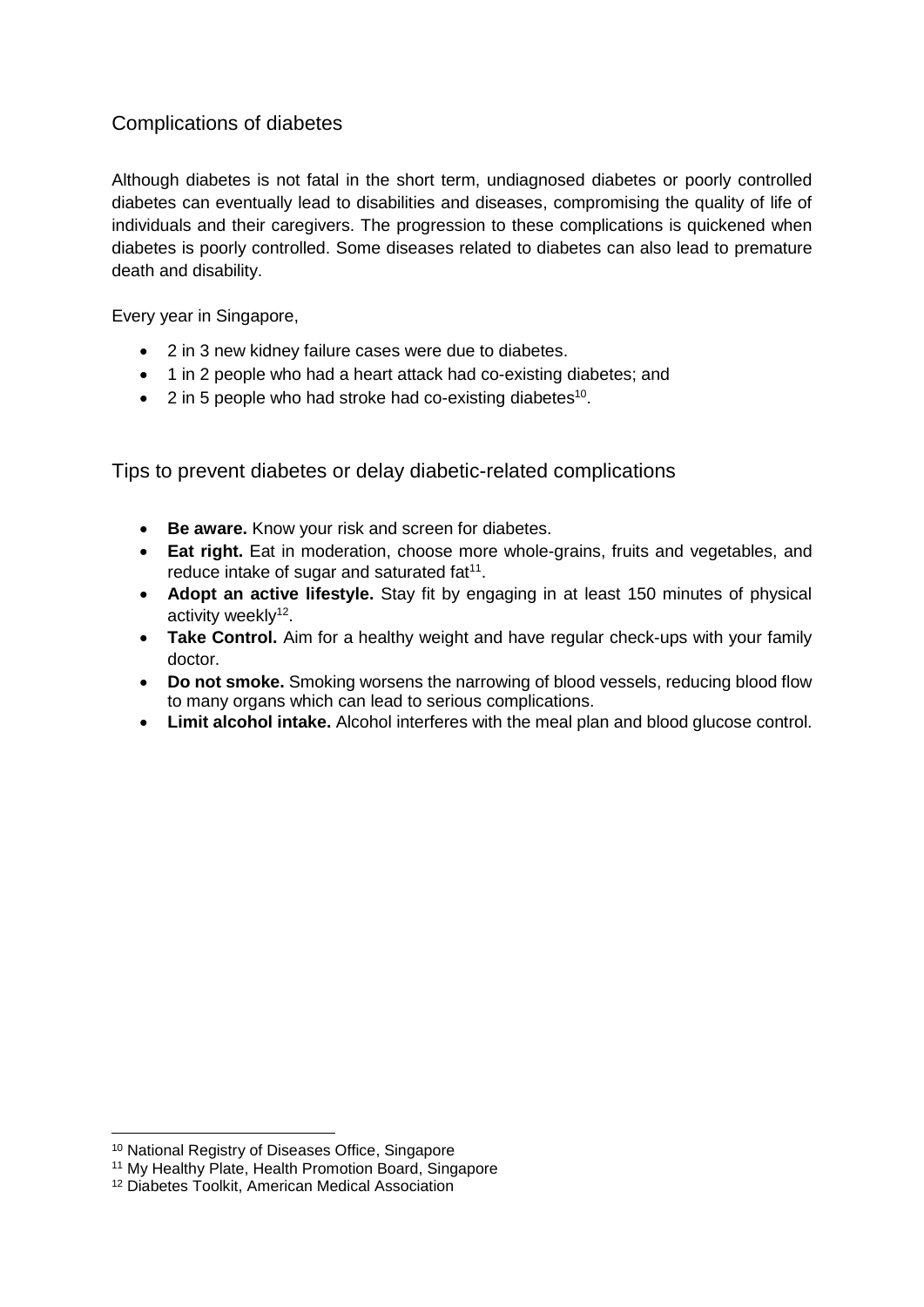## Complications of diabetes

Although diabetes is not fatal in the short term, undiagnosed diabetes or poorly controlled diabetes can eventually lead to disabilities and diseases, compromising the quality of life of individuals and their caregivers. The progression to these complications is quickened when diabetes is poorly controlled. Some diseases related to diabetes can also lead to premature death and disability.

Every year in Singapore,

- 2 in 3 new kidney failure cases were due to diabetes.
- 1 in 2 people who had a heart attack had co-existing diabetes; and
- 2 in 5 people who had stroke had co-existing diabetes[10].

## Tips to prevent diabetes or delay diabetic-related complications

- **Be aware.** Know your risk and screen for diabetes.
- **Eat right.** Eat in moderation, choose more whole-grains, fruits and vegetables, and reduce intake of sugar and saturated fat[11].
- **Adopt an active lifestyle.** Stay fit by engaging in at least 150 minutes of physical activity weekly[12].
- **Take Control.** Aim for a healthy weight and have regular check-ups with your family doctor.
- **Do not smoke.** Smoking worsens the narrowing of blood vessels, reducing blood flow to many organs which can lead to serious complications.
- **Limit alcohol intake.** Alcohol interferes with the meal plan and blood glucose control.

---

[10] National Registry of Diseases Office, Singapore

[11] My Healthy Plate, Health Promotion Board, Singapore

[12] Diabetes Toolkit, American Medical Association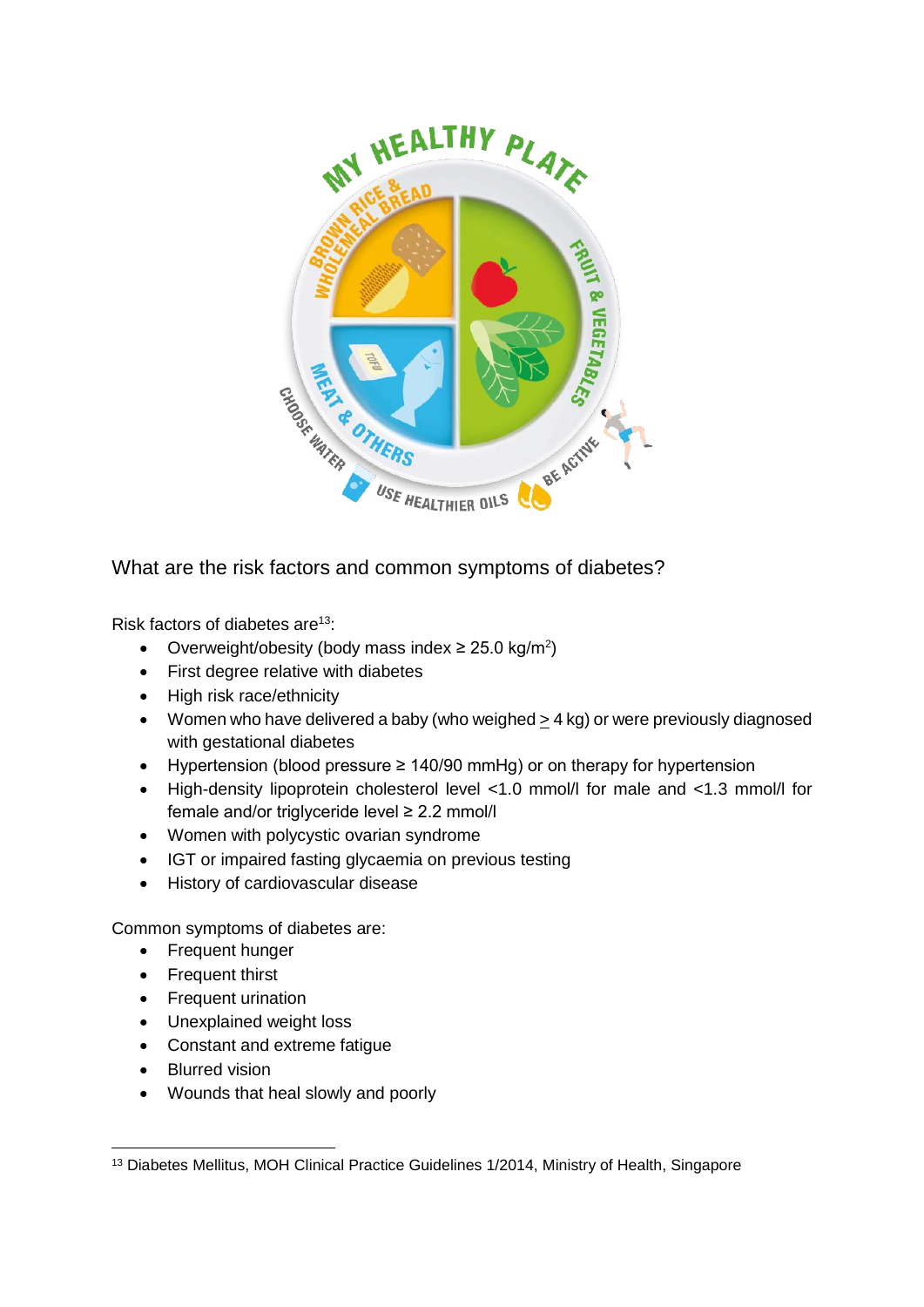What are the risk factors and common symptoms of diabetes?

Risk factors of diabetes are[13]:

- Overweight/obesity (body mass index ≥ 25.0 kg/m$^2$)
- First degree relative with diabetes
- High risk race/ethnicity
- Women who have delivered a baby (who weighed ≥ 4 kg) or were previously diagnosed with gestational diabetes
- Hypertension (blood pressure ≥ 140/90 mmHg) or on therapy for hypertension
- High-density lipoprotein cholesterol level <1.0 mmol/l for male and <1.3 mmol/l for female and/or triglyceride level ≥ 2.2 mmol/l
- Women with polycystic ovarian syndrome
- IGT or impaired fasting glycaemia on previous testing
- History of cardiovascular disease

Common symptoms of diabetes are:

- Frequent hunger
- Frequent thirst
- Frequent urination
- Unexplained weight loss
- Constant and extreme fatigue
- Blurred vision
- Wounds that heal slowly and poorly

[13] Diabetes Mellitus, MOH Clinical Practice Guidelines 1/2014, Ministry of Health, Singapore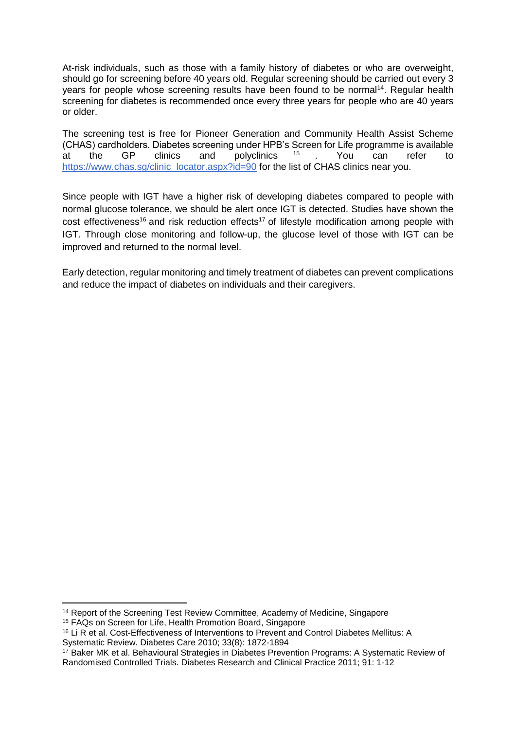At-risk individuals, such as those with a family history of diabetes or who are overweight, should go for screening before 40 years old. Regular screening should be carried out every 3 years for people whose screening results have been found to be normal[14]. Regular health screening for diabetes is recommended once every three years for people who are 40 years or older.

The screening test is free for Pioneer Generation and Community Health Assist Scheme (CHAS) cardholders. Diabetes screening under HPB's Screen for Life programme is available at the GP clinics and polyclinics [15]. You can refer to https://www.chas.sg/clinic_locator.aspx?id=90 for the list of CHAS clinics near you.

Since people with IGT have a higher risk of developing diabetes compared to people with normal glucose tolerance, we should be alert once IGT is detected. Studies have shown the cost effectiveness[16] and risk reduction effects[17] of lifestyle modification among people with IGT. Through close monitoring and follow-up, the glucose level of those with IGT can be improved and returned to the normal level.

Early detection, regular monitoring and timely treatment of diabetes can prevent complications and reduce the impact of diabetes on individuals and their caregivers.

---

[14] Report of the Screening Test Review Committee, Academy of Medicine, Singapore

[15] FAQs on Screen for Life, Health Promotion Board, Singapore

[16] Li R et al. Cost-Effectiveness of Interventions to Prevent and Control Diabetes Mellitus: A Systematic Review. Diabetes Care 2010; 33(8): 1872-1894

[17] Baker MK et al. Behavioural Strategies in Diabetes Prevention Programs: A Systematic Review of Randomised Controlled Trials. Diabetes Research and Clinical Practice 2011; 91: 1-12